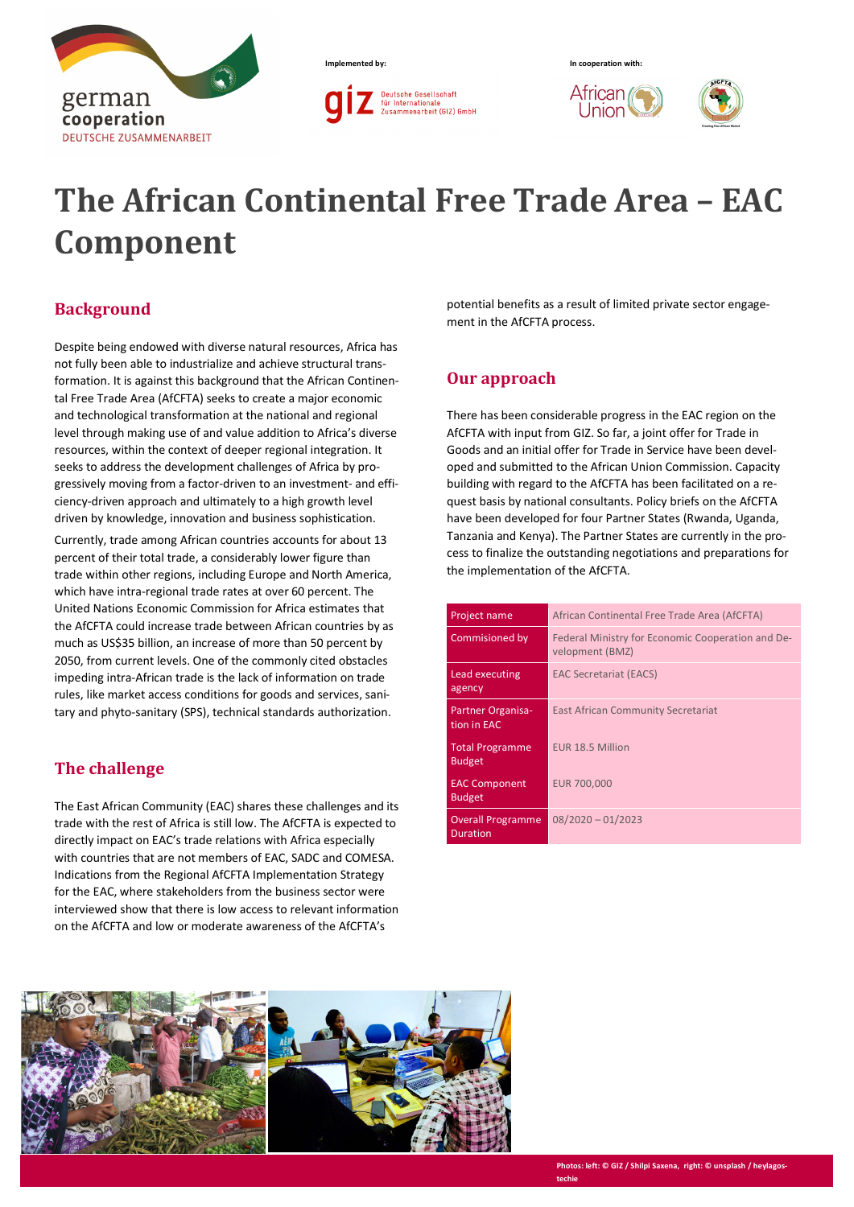Implemented by:

In cooperation with:

# The African Continental Free Trade Area – EAC Component

## Background

Despite being endowed with diverse natural resources, Africa has not fully been able to industrialize and achieve structural transformation. It is against this background that the African Continental Free Trade Area (AfCFTA) seeks to create a major economic and technological transformation at the national and regional level through making use of and value addition to Africa's diverse resources, within the context of deeper regional integration. It seeks to address the development challenges of Africa by progressively moving from a factor-driven to an investment- and efficiency-driven approach and ultimately to a high growth level driven by knowledge, innovation and business sophistication.

Currently, trade among African countries accounts for about 13 percent of their total trade, a considerably lower figure than trade within other regions, including Europe and North America, which have intra-regional trade rates at over 60 percent. The United Nations Economic Commission for Africa estimates that the AfCFTA could increase trade between African countries by as much as US$35 billion, an increase of more than 50 percent by 2050, from current levels. One of the commonly cited obstacles impeding intra-African trade is the lack of information on trade rules, like market access conditions for goods and services, sanitary and phyto-sanitary (SPS), technical standards authorization.

## The challenge

The East African Community (EAC) shares these challenges and its trade with the rest of Africa is still low. The AfCFTA is expected to directly impact on EAC's trade relations with Africa especially with countries that are not members of EAC, SADC and COMESA. Indications from the Regional AfCFTA Implementation Strategy for the EAC, where stakeholders from the business sector were interviewed show that there is low access to relevant information on the AfCFTA and low or moderate awareness of the AfCFTA's potential benefits as a result of limited private sector engagement in the AfCFTA process.

## Our approach

There has been considerable progress in the EAC region on the AfCFTA with input from GIZ. So far, a joint offer for Trade in Goods and an initial offer for Trade in Service have been developed and submitted to the African Union Commission. Capacity building with regard to the AfCFTA has been facilitated on a request basis by national consultants. Policy briefs on the AfCFTA have been developed for four Partner States (Rwanda, Uganda, Tanzania and Kenya). The Partner States are currently in the process to finalize the outstanding negotiations and preparations for the implementation of the AfCFTA.

| | |
|---|---|
| Project name | African Continental Free Trade Area (AfCFTA) |
| Commisioned by | Federal Ministry for Economic Cooperation and Development (BMZ) |
| Lead executing agency | EAC Secretariat (EACS) |
| Partner Organisation in EAC | East African Community Secretariat |
| Total Programme Budget | EUR 18.5 Million |
| EAC Component Budget | EUR 700,000 |
| Overall Programme Duration | 08/2020 – 01/2023 |

Photos: left: © GIZ / Shilpi Saxena, right: © unsplash / heylagostechie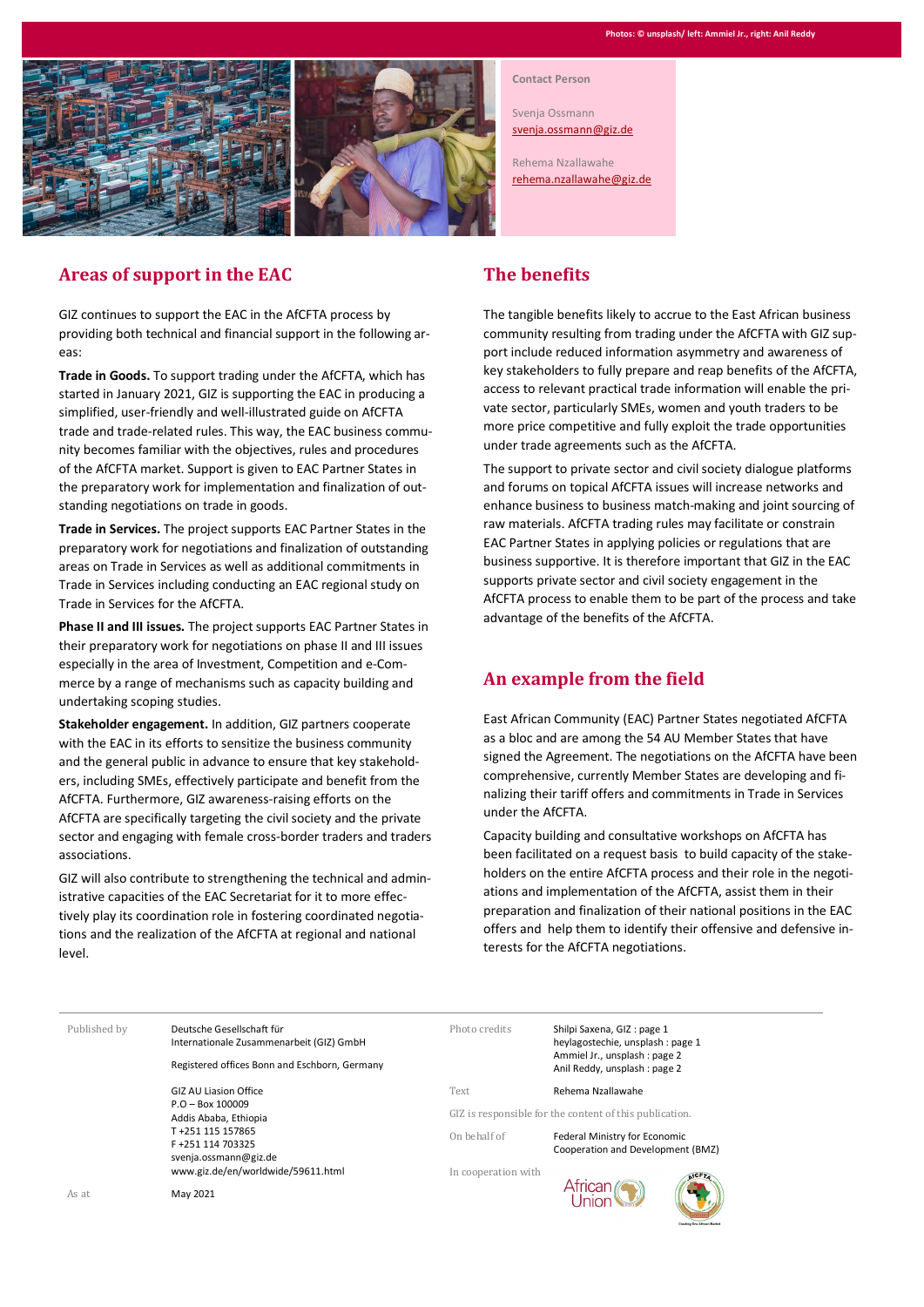Photos: © unsplash/ left: Ammiel Jr., right: Anil Reddy

**Contact Person**

Svenja Ossmann
svenja.ossmann@giz.de

Rehema Nzallawahe
rehema.nzallawahe@giz.de

## Areas of support in the EAC

GIZ continues to support the EAC in the AfCFTA process by providing both technical and financial support in the following areas:

**Trade in Goods.** To support trading under the AfCFTA, which has started in January 2021, GIZ is supporting the EAC in producing a simplified, user-friendly and well-illustrated guide on AfCFTA trade and trade-related rules. This way, the EAC business community becomes familiar with the objectives, rules and procedures of the AfCFTA market. Support is given to EAC Partner States in the preparatory work for implementation and finalization of outstanding negotiations on trade in goods.

**Trade in Services.** The project supports EAC Partner States in the preparatory work for negotiations and finalization of outstanding areas on Trade in Services as well as additional commitments in Trade in Services including conducting an EAC regional study on Trade in Services for the AfCFTA.

**Phase II and III issues.** The project supports EAC Partner States in their preparatory work for negotiations on phase II and III issues especially in the area of Investment, Competition and e-Commerce by a range of mechanisms such as capacity building and undertaking scoping studies.

**Stakeholder engagement.** In addition, GIZ partners cooperate with the EAC in its efforts to sensitize the business community and the general public in advance to ensure that key stakeholders, including SMEs, effectively participate and benefit from the AfCFTA. Furthermore, GIZ awareness-raising efforts on the AfCFTA are specifically targeting the civil society and the private sector and engaging with female cross-border traders and traders associations.

GIZ will also contribute to strengthening the technical and administrative capacities of the EAC Secretariat for it to more effectively play its coordination role in fostering coordinated negotiations and the realization of the AfCFTA at regional and national level.

## The benefits

The tangible benefits likely to accrue to the East African business community resulting from trading under the AfCFTA with GIZ support include reduced information asymmetry and awareness of key stakeholders to fully prepare and reap benefits of the AfCFTA, access to relevant practical trade information will enable the private sector, particularly SMEs, women and youth traders to be more price competitive and fully exploit the trade opportunities under trade agreements such as the AfCFTA.

The support to private sector and civil society dialogue platforms and forums on topical AfCFTA issues will increase networks and enhance business to business match-making and joint sourcing of raw materials. AfCFTA trading rules may facilitate or constrain EAC Partner States in applying policies or regulations that are business supportive. It is therefore important that GIZ in the EAC supports private sector and civil society engagement in the AfCFTA process to enable them to be part of the process and take advantage of the benefits of the AfCFTA.

## An example from the field

East African Community (EAC) Partner States negotiated AfCFTA as a bloc and are among the 54 AU Member States that have signed the Agreement. The negotiations on the AfCFTA have been comprehensive, currently Member States are developing and finalizing their tariff offers and commitments in Trade in Services under the AfCFTA.

Capacity building and consultative workshops on AfCFTA has been facilitated on a request basis to build capacity of the stakeholders on the entire AfCFTA process and their role in the negotiations and implementation of the AfCFTA, assist them in their preparation and finalization of their national positions in the EAC offers and help them to identify their offensive and defensive interests for the AfCFTA negotiations.

---

| | |
|---|---|
| Published by | Deutsche Gesellschaft für Internationale Zusammenarbeit (GIZ) GmbH<br><br>Registered offices Bonn and Eschborn, Germany<br><br>GIZ AU Liasion Office<br>P.O – Box 100009<br>Addis Ababa, Ethiopia<br>T +251 115 157865<br>F +251 114 703325<br>svenja.ossmann@giz.de<br>www.giz.de/en/worldwide/59611.html |
| As at | May 2021 |
| Photo credits | Shilpi Saxena, GIZ : page 1<br>heylagostechie, unsplash : page 1<br>Ammiel Jr., unsplash : page 2<br>Anil Reddy, unsplash : page 2 |
| Text | Rehema Nzallawahe |

GIZ is responsible for the content of this publication.

| | |
|---|---|
| On behalf of | Federal Ministry for Economic Cooperation and Development (BMZ) |
| In cooperation with | African Union, AfCFTA |